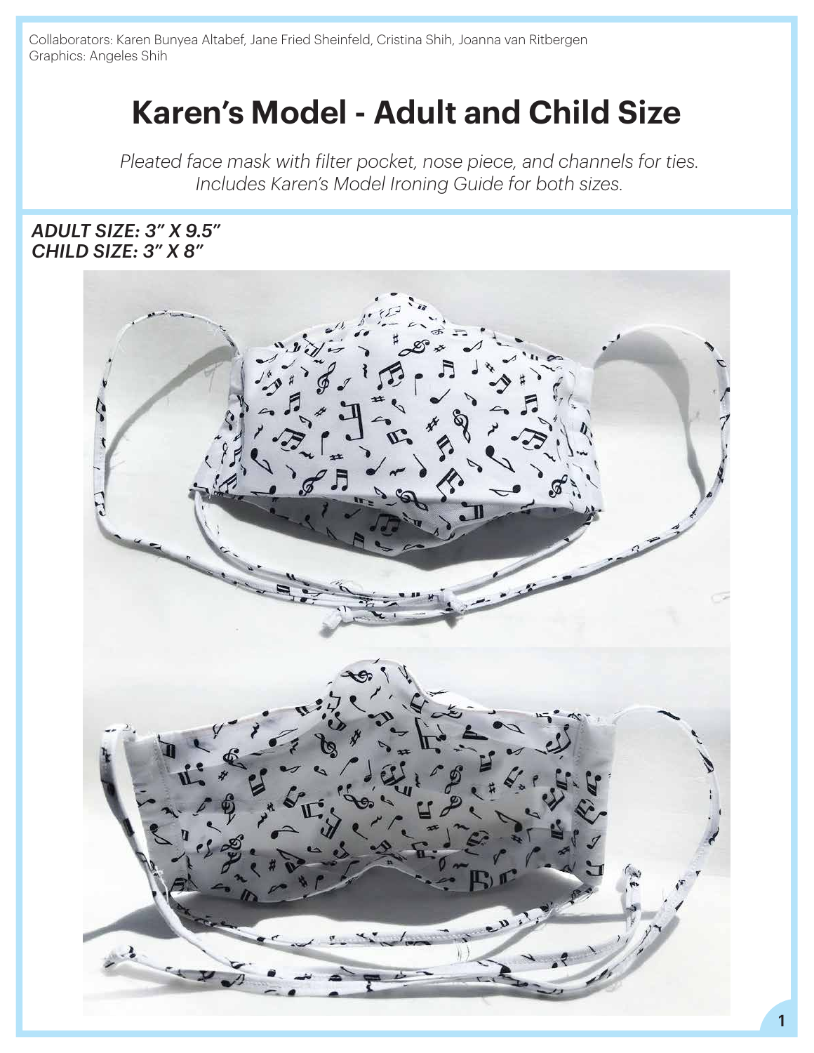Collaborators: Karen Bunyea Altabef, Jane Fried Sheinfeld, Cristina Shih, Joanna van Ritbergen
Graphics: Angeles Shih

# Karen's Model - Adult and Child Size

*Pleated face mask with filter pocket, nose piece, and channels for ties. Includes Karen's Model Ironing Guide for both sizes.*

***ADULT SIZE: 3" X 9.5"***
***CHILD SIZE: 3" X 8"***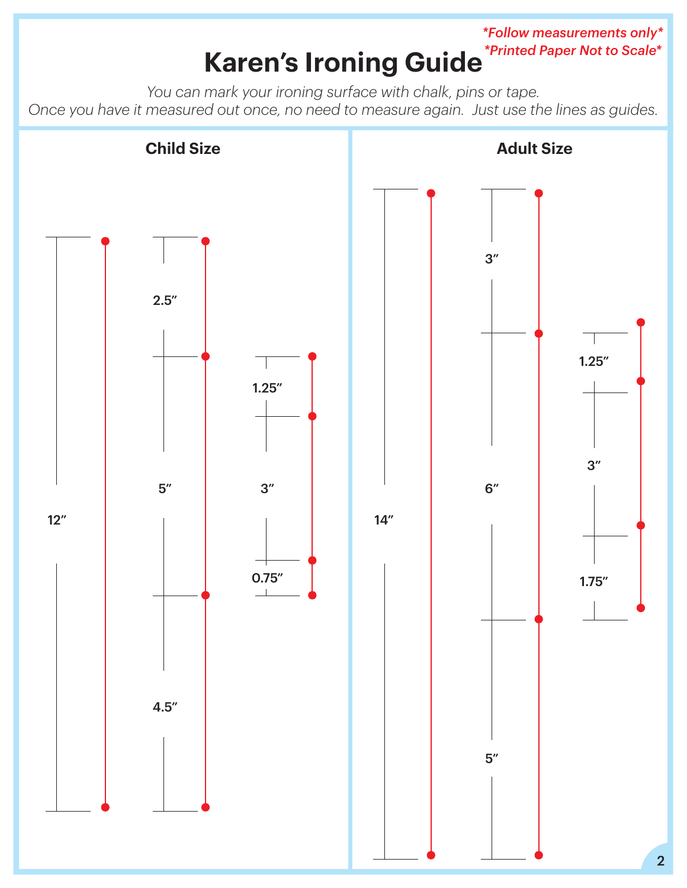*Follow measurements only*
*Printed Paper Not to Scale*

# Karen's Ironing Guide

*You can mark your ironing surface with chalk, pins or tape.*
*Once you have it measured out once, no need to measure again. Just use the lines as guides.*

## Child Size

12″

2.5″

5″

4.5″

1.25″

3″

0.75″

## Adult Size

14″

3″

6″

5″

1.25″

3″

1.75″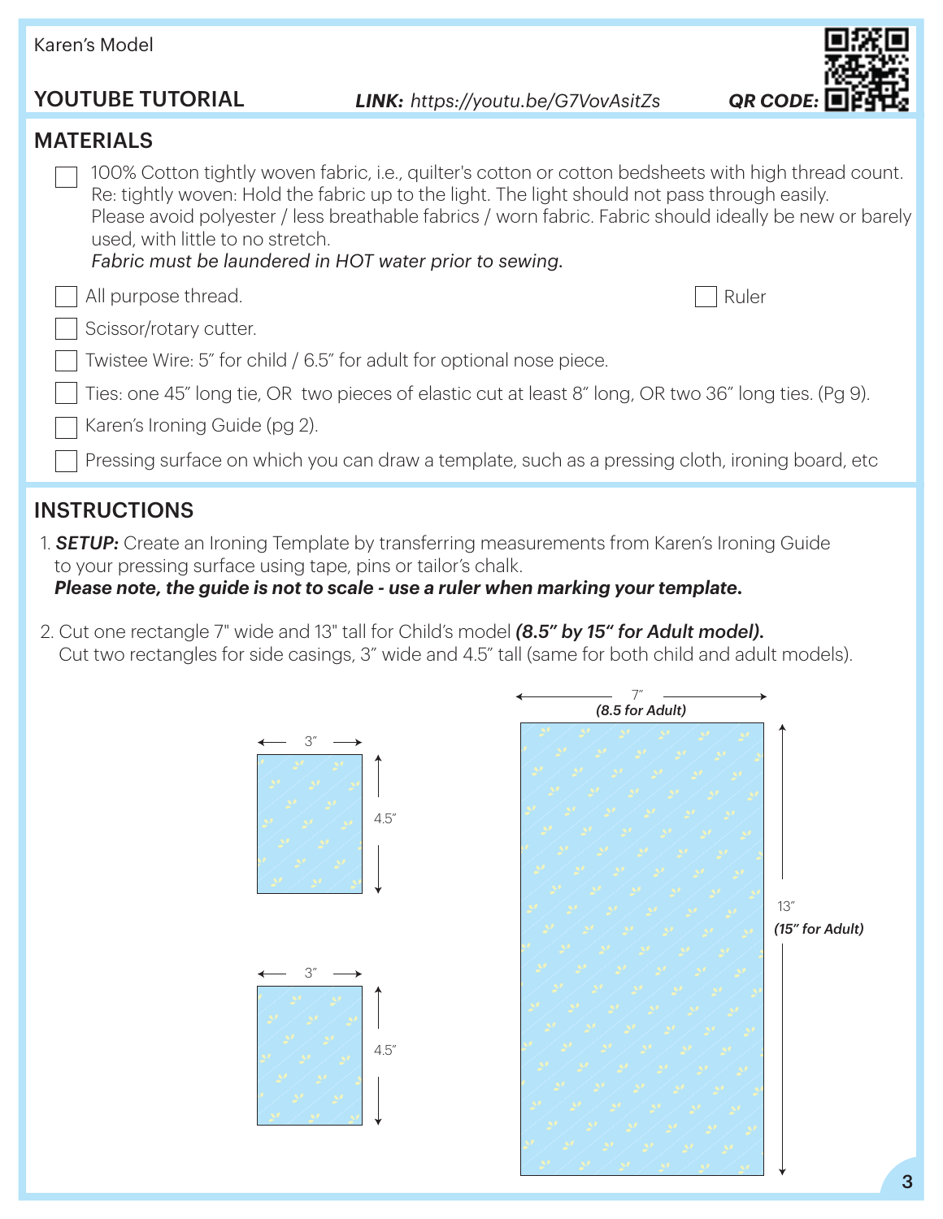Karen's Model

## YOUTUBE TUTORIAL

***LINK:*** *https://youtu.be/G7VovAsitZs* ***QR CODE:***

## MATERIALS

- [ ] 100% Cotton tightly woven fabric, i.e., quilter's cotton or cotton bedsheets with high thread count. Re: tightly woven: Hold the fabric up to the light. The light should not pass through easily. Please avoid polyester / less breathable fabrics / worn fabric. Fabric should ideally be new or barely used, with little to no stretch.
  *Fabric must be laundered in HOT water prior to sewing.*
- [ ] All purpose thread.
- [ ] Ruler
- [ ] Scissor/rotary cutter.
- [ ] Twistee Wire: 5" for child / 6.5" for adult for optional nose piece.
- [ ] Ties: one 45" long tie, OR two pieces of elastic cut at least 8" long, OR two 36" long ties. (Pg 9).
- [ ] Karen's Ironing Guide (pg 2).
- [ ] Pressing surface on which you can draw a template, such as a pressing cloth, ironing board, etc

## INSTRUCTIONS

1. ***SETUP:*** Create an Ironing Template by transferring measurements from Karen's Ironing Guide to your pressing surface using tape, pins or tailor's chalk.
   ***Please note, the guide is not to scale - use a ruler when marking your template.***

2. Cut one rectangle 7" wide and 13" tall for Child's model ***(8.5" by 15" for Adult model).***
   Cut two rectangles for side casings, 3" wide and 4.5" tall (same for both child and adult models).

3" × 4.5"

3" × 4.5"

7" ***(8.5 for Adult)*** × 13" ***(15" for Adult)***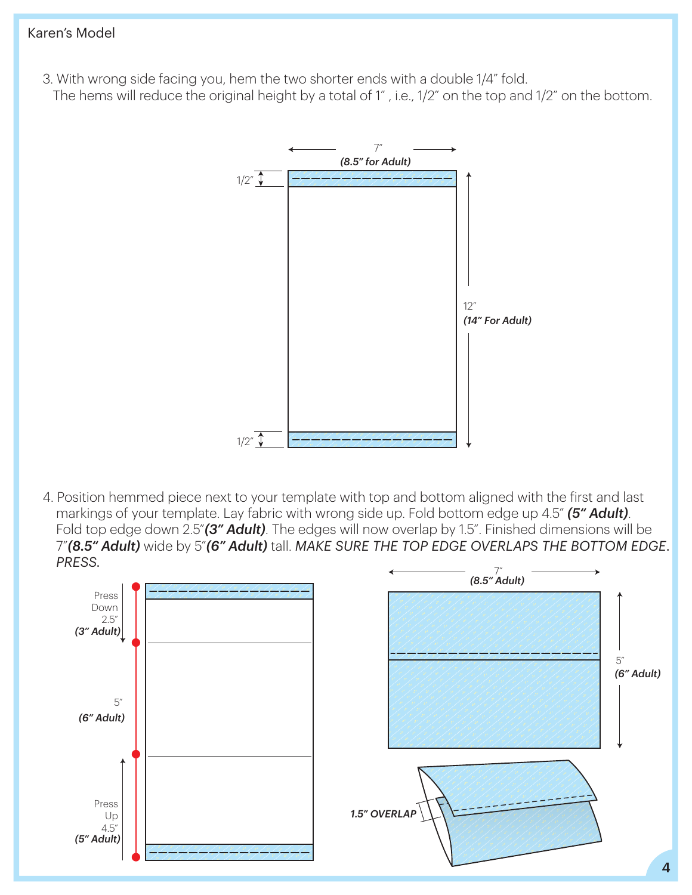3. With wrong side facing you, hem the two shorter ends with a double 1/4″ fold. The hems will reduce the original height by a total of 1″ , i.e., 1/2″ on the top and 1/2″ on the bottom.

7″ ***(8.5″ for Adult)***

1/2″

12″ ***(14″ For Adult)***

1/2″

4. Position hemmed piece next to your template with top and bottom aligned with the first and last markings of your template. Lay fabric with wrong side up. Fold bottom edge up 4.5″ ***(5″ Adult)***. Fold top edge down 2.5″***(3″ Adult)***. The edges will now overlap by 1.5″. Finished dimensions will be 7″***(8.5″ Adult)*** wide by 5″***(6″ Adult)*** tall. *MAKE SURE THE TOP EDGE OVERLAPS THE BOTTOM EDGE. PRESS.*

Press Down 2.5″ ***(3″ Adult)***

5″ ***(6″ Adult)***

Press Up 4.5″ ***(5″ Adult)***

7″ ***(8.5″ Adult)***

5″ ***(6″ Adult)***

***1.5″ OVERLAP***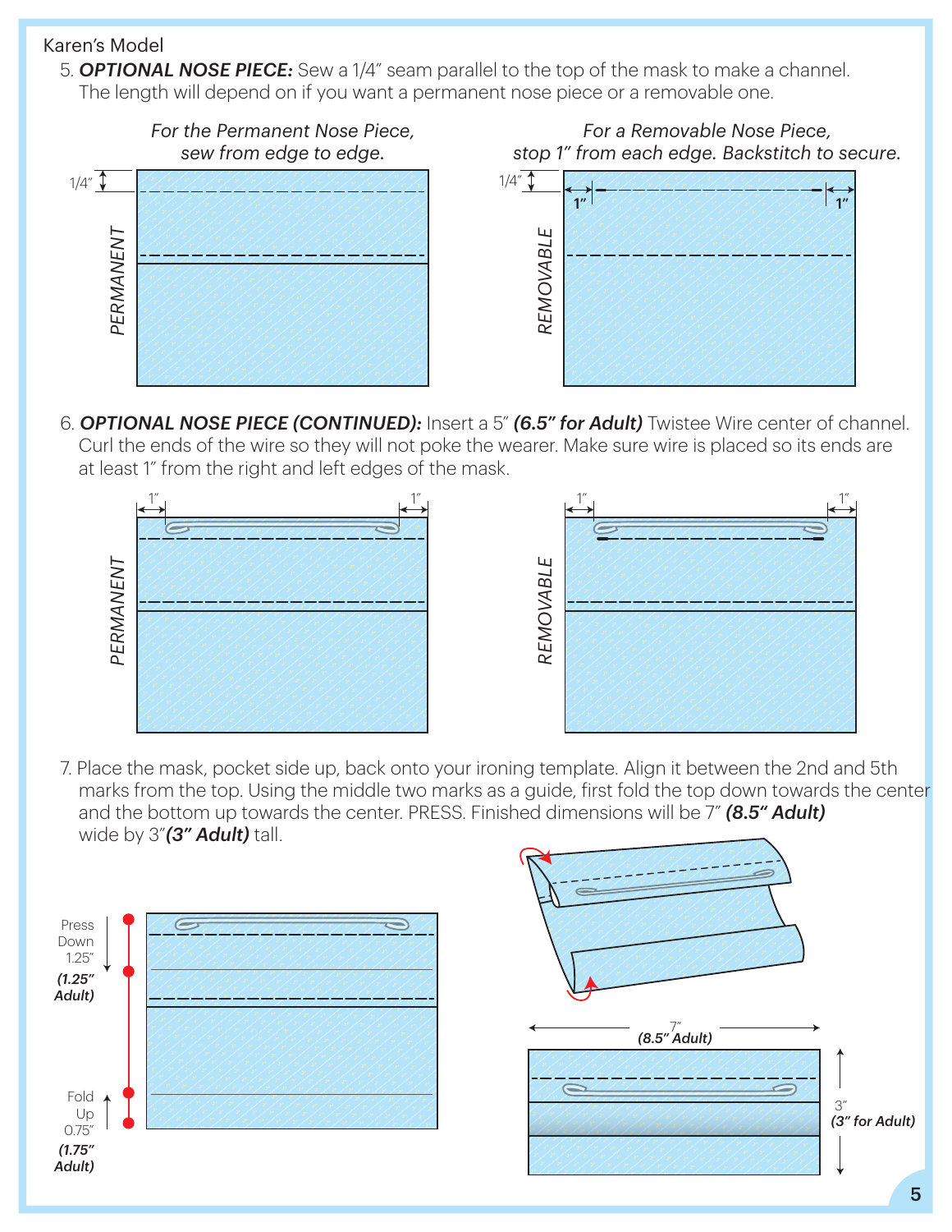Karen's Model

5. ***OPTIONAL NOSE PIECE:*** Sew a 1/4" seam parallel to the top of the mask to make a channel. The length will depend on if you want a permanent nose piece or a removable one.

*For the Permanent Nose Piece, sew from edge to edge.*

*For a Removable Nose Piece, stop 1" from each edge. Backstitch to secure.*

6. ***OPTIONAL NOSE PIECE (CONTINUED):*** Insert a 5" ***(6.5" for Adult)*** Twistee Wire center of channel. Curl the ends of the wire so they will not poke the wearer. Make sure wire is placed so its ends are at least 1" from the right and left edges of the mask.

7. Place the mask, pocket side up, back onto your ironing template. Align it between the 2nd and 5th marks from the top. Using the middle two marks as a guide, first fold the top down towards the center and the bottom up towards the center. PRESS. Finished dimensions will be 7" ***(8.5" Adult)*** wide by 3" ***(3" Adult)*** tall.

Press Down 1.25" ***(1.25" Adult)***

Fold Up 0.75" ***(1.75" Adult)***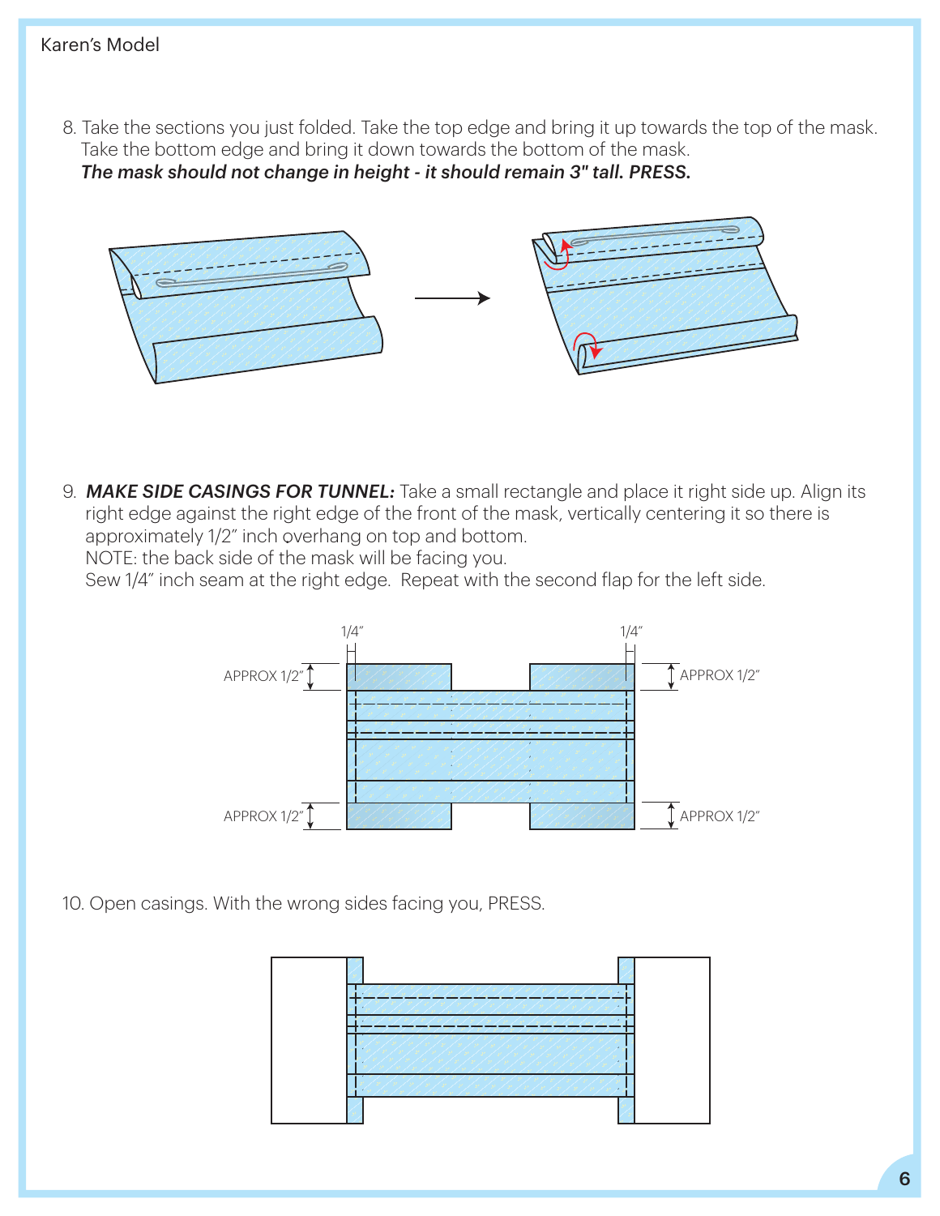8. Take the sections you just folded. Take the top edge and bring it up towards the top of the mask. Take the bottom edge and bring it down towards the bottom of the mask.
   ***The mask should not change in height - it should remain 3" tall. PRESS.***

9. ***MAKE SIDE CASINGS FOR TUNNEL:*** Take a small rectangle and place it right side up. Align its right edge against the right edge of the front of the mask, vertically centering it so there is approximately 1/2" inch overhang on top and bottom.
   NOTE: the back side of the mask will be facing you.
   Sew 1/4" inch seam at the right edge. Repeat with the second flap for the left side.

   1/4" 1/4"
   APPROX 1/2" APPROX 1/2"
   APPROX 1/2" APPROX 1/2"

10. Open casings. With the wrong sides facing you, PRESS.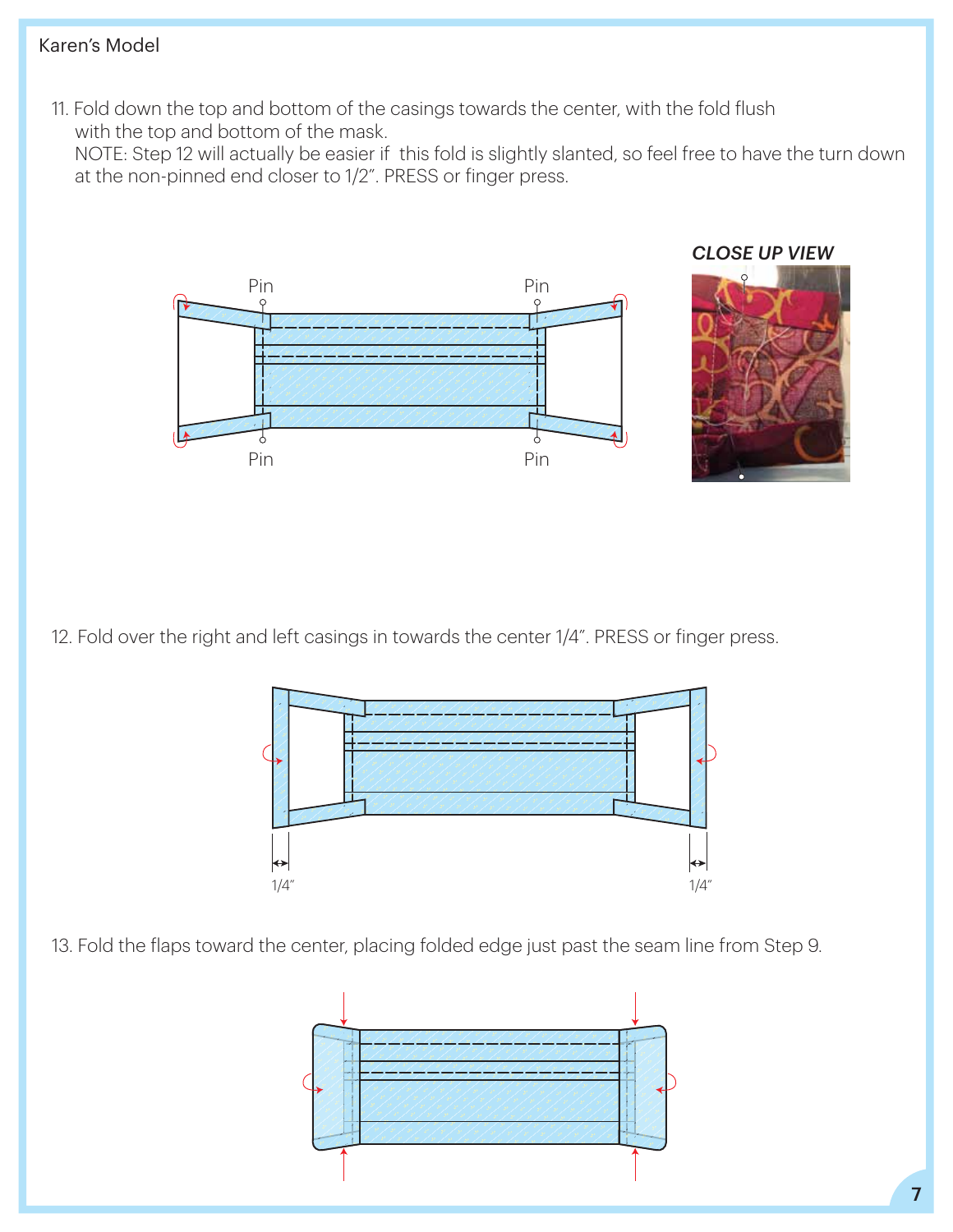Karen's Model

11. Fold down the top and bottom of the casings towards the center, with the fold flush with the top and bottom of the mask.
    NOTE: Step 12 will actually be easier if this fold is slightly slanted, so feel free to have the turn down at the non-pinned end closer to 1/2". PRESS or finger press.

Pin Pin

Pin Pin

*CLOSE UP VIEW*

12. Fold over the right and left casings in towards the center 1/4". PRESS or finger press.

1/4" 1/4"

13. Fold the flaps toward the center, placing folded edge just past the seam line from Step 9.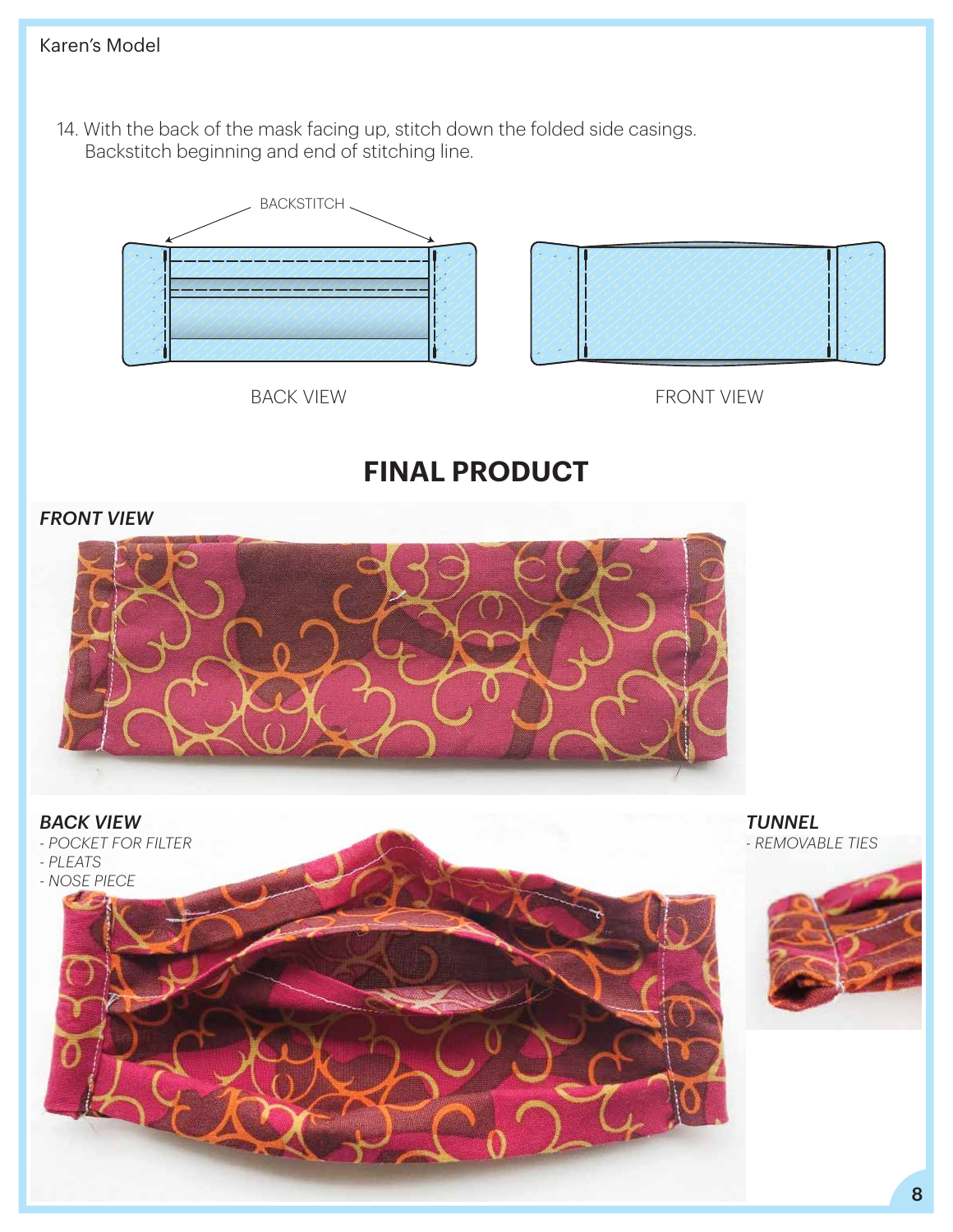Karen's Model

14. With the back of the mask facing up, stitch down the folded side casings. Backstitch beginning and end of stitching line.

BACKSTITCH

BACK VIEW

FRONT VIEW

## FINAL PRODUCT

*FRONT VIEW*

*BACK VIEW*

*- POCKET FOR FILTER*
*- PLEATS*
*- NOSE PIECE*

*TUNNEL*

*- REMOVABLE TIES*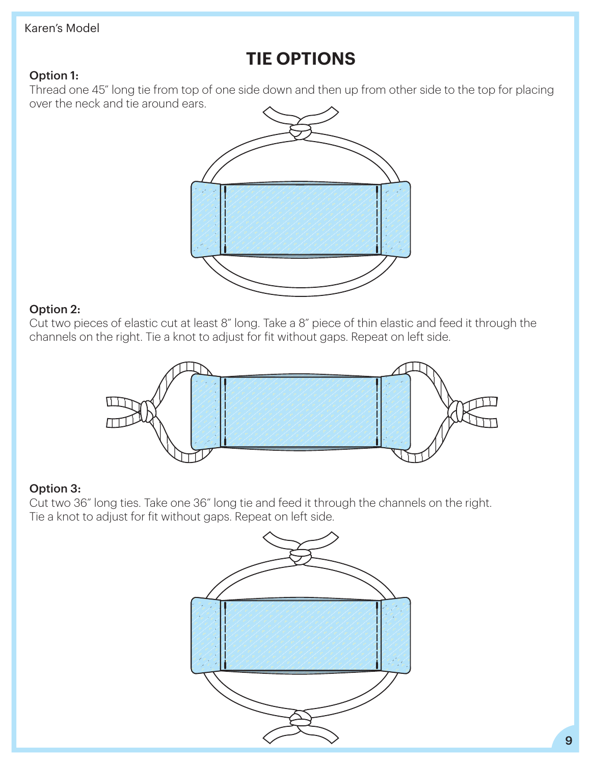# TIE OPTIONS

**Option 1:**
Thread one 45″ long tie from top of one side down and then up from other side to the top for placing over the neck and tie around ears.

**Option 2:**
Cut two pieces of elastic cut at least 8″ long. Take a 8″ piece of thin elastic and feed it through the channels on the right. Tie a knot to adjust for fit without gaps. Repeat on left side.

**Option 3:**
Cut two 36″ long ties. Take one 36″ long tie and feed it through the channels on the right. Tie a knot to adjust for fit without gaps. Repeat on left side.